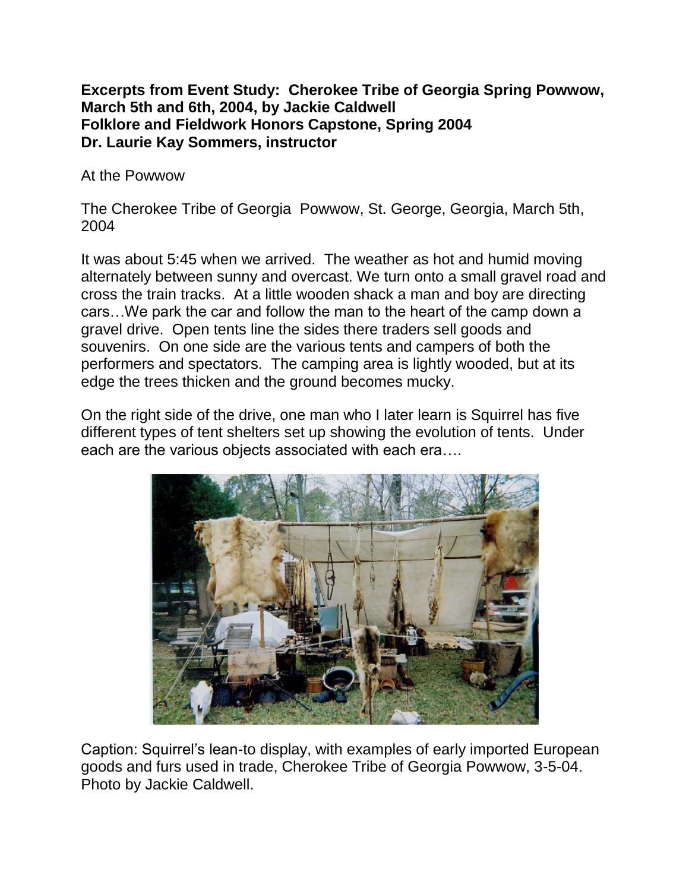**Excerpts from Event Study: Cherokee Tribe of Georgia Spring Powwow, March 5th and 6th, 2004, by Jackie Caldwell**
**Folklore and Fieldwork Honors Capstone, Spring 2004**
**Dr. Laurie Kay Sommers, instructor**

At the Powwow

The Cherokee Tribe of Georgia Powwow, St. George, Georgia, March 5th, 2004

It was about 5:45 when we arrived. The weather as hot and humid moving alternately between sunny and overcast. We turn onto a small gravel road and cross the train tracks. At a little wooden shack a man and boy are directing cars…We park the car and follow the man to the heart of the camp down a gravel drive. Open tents line the sides there traders sell goods and souvenirs. On one side are the various tents and campers of both the performers and spectators. The camping area is lightly wooded, but at its edge the trees thicken and the ground becomes mucky.

On the right side of the drive, one man who I later learn is Squirrel has five different types of tent shelters set up showing the evolution of tents. Under each are the various objects associated with each era….

Caption: Squirrel's lean-to display, with examples of early imported European goods and furs used in trade, Cherokee Tribe of Georgia Powwow, 3-5-04. Photo by Jackie Caldwell.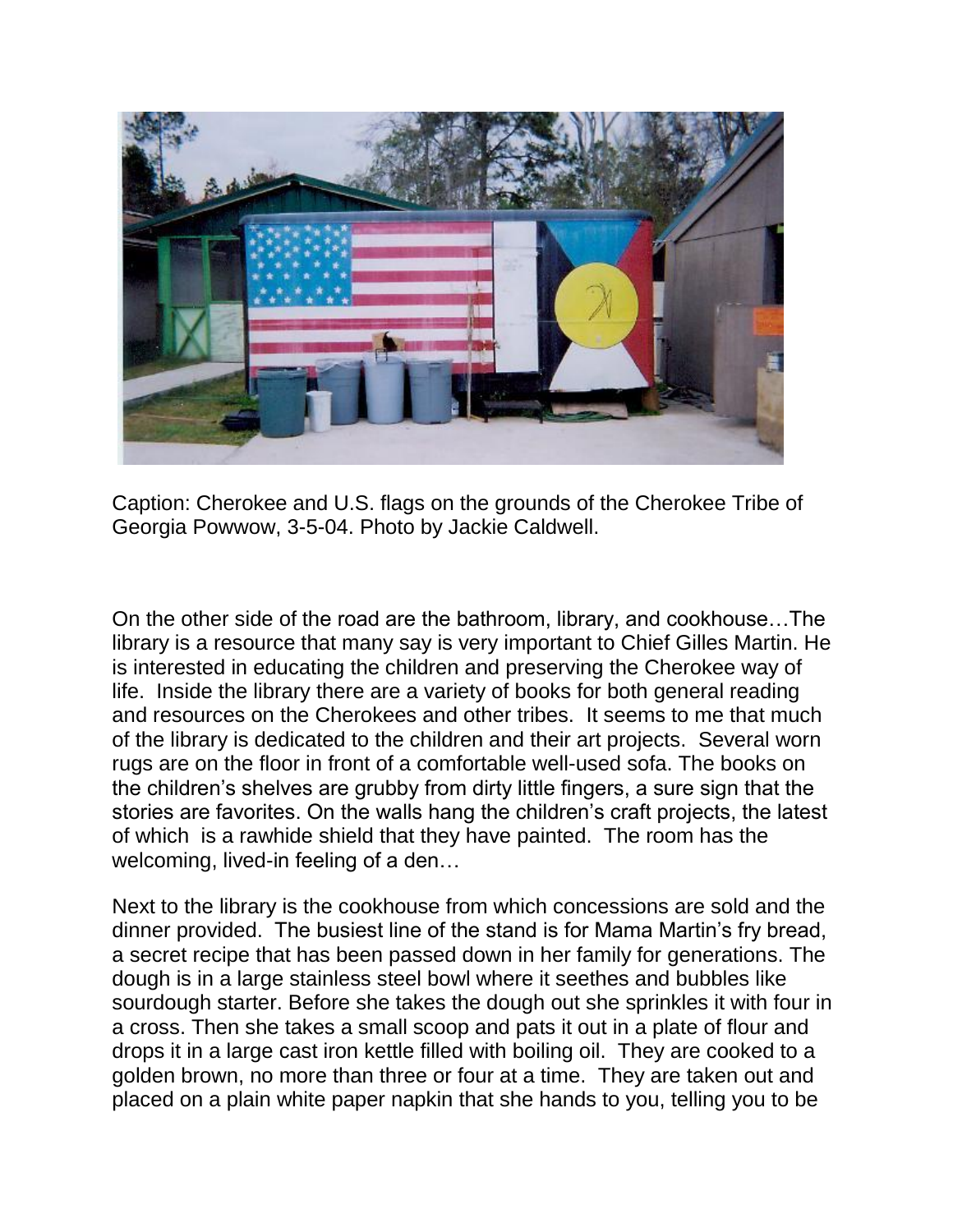Caption: Cherokee and U.S. flags on the grounds of the Cherokee Tribe of Georgia Powwow, 3-5-04. Photo by Jackie Caldwell.

On the other side of the road are the bathroom, library, and cookhouse…The library is a resource that many say is very important to Chief Gilles Martin. He is interested in educating the children and preserving the Cherokee way of life. Inside the library there are a variety of books for both general reading and resources on the Cherokees and other tribes. It seems to me that much of the library is dedicated to the children and their art projects. Several worn rugs are on the floor in front of a comfortable well-used sofa. The books on the children's shelves are grubby from dirty little fingers, a sure sign that the stories are favorites. On the walls hang the children's craft projects, the latest of which is a rawhide shield that they have painted. The room has the welcoming, lived-in feeling of a den…

Next to the library is the cookhouse from which concessions are sold and the dinner provided. The busiest line of the stand is for Mama Martin's fry bread, a secret recipe that has been passed down in her family for generations. The dough is in a large stainless steel bowl where it seethes and bubbles like sourdough starter. Before she takes the dough out she sprinkles it with four in a cross. Then she takes a small scoop and pats it out in a plate of flour and drops it in a large cast iron kettle filled with boiling oil. They are cooked to a golden brown, no more than three or four at a time. They are taken out and placed on a plain white paper napkin that she hands to you, telling you to be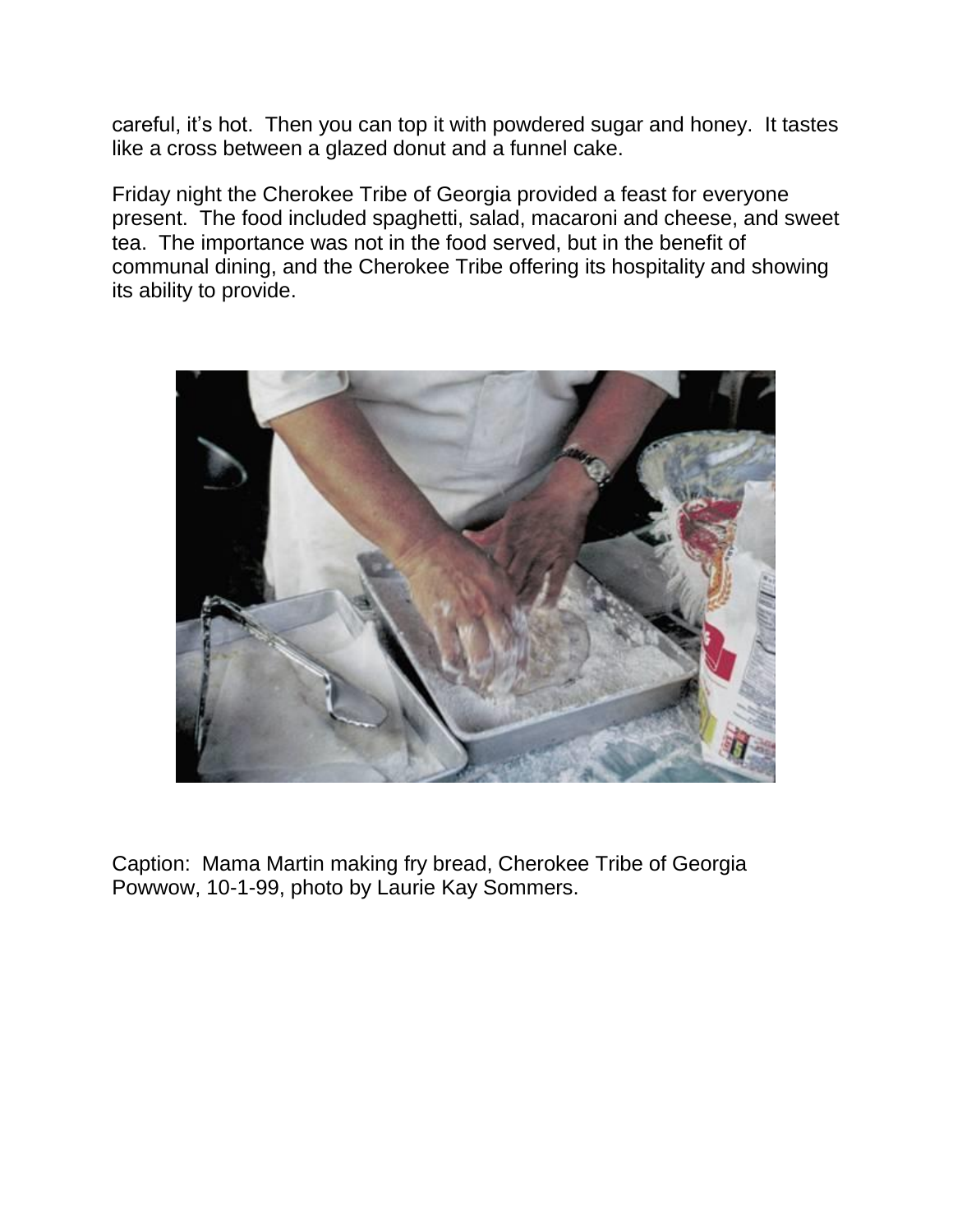careful, it's hot. Then you can top it with powdered sugar and honey. It tastes like a cross between a glazed donut and a funnel cake.

Friday night the Cherokee Tribe of Georgia provided a feast for everyone present. The food included spaghetti, salad, macaroni and cheese, and sweet tea. The importance was not in the food served, but in the benefit of communal dining, and the Cherokee Tribe offering its hospitality and showing its ability to provide.

Caption: Mama Martin making fry bread, Cherokee Tribe of Georgia Powwow, 10-1-99, photo by Laurie Kay Sommers.